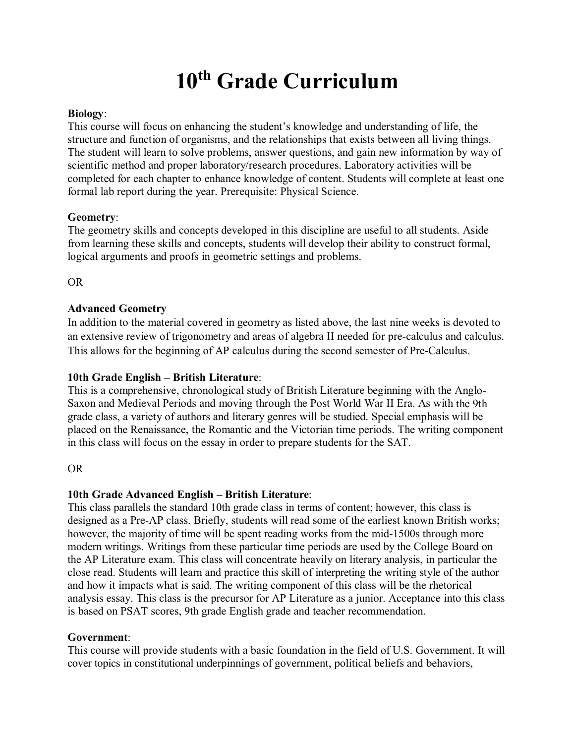# 10th Grade Curriculum

**Biology**:
This course will focus on enhancing the student's knowledge and understanding of life, the structure and function of organisms, and the relationships that exists between all living things. The student will learn to solve problems, answer questions, and gain new information by way of scientific method and proper laboratory/research procedures. Laboratory activities will be completed for each chapter to enhance knowledge of content. Students will complete at least one formal lab report during the year. Prerequisite: Physical Science.

**Geometry**:
The geometry skills and concepts developed in this discipline are useful to all students. Aside from learning these skills and concepts, students will develop their ability to construct formal, logical arguments and proofs in geometric settings and problems.

OR

**Advanced Geometry**
In addition to the material covered in geometry as listed above, the last nine weeks is devoted to an extensive review of trigonometry and areas of algebra II needed for pre-calculus and calculus. This allows for the beginning of AP calculus during the second semester of Pre-Calculus.

**10th Grade English – British Literature**:
This is a comprehensive, chronological study of British Literature beginning with the Anglo-Saxon and Medieval Periods and moving through the Post World War II Era. As with the 9th grade class, a variety of authors and literary genres will be studied. Special emphasis will be placed on the Renaissance, the Romantic and the Victorian time periods. The writing component in this class will focus on the essay in order to prepare students for the SAT.

OR

**10th Grade Advanced English – British Literature**:
This class parallels the standard 10th grade class in terms of content; however, this class is designed as a Pre-AP class. Briefly, students will read some of the earliest known British works; however, the majority of time will be spent reading works from the mid-1500s through more modern writings. Writings from these particular time periods are used by the College Board on the AP Literature exam. This class will concentrate heavily on literary analysis, in particular the close read. Students will learn and practice this skill of interpreting the writing style of the author and how it impacts what is said. The writing component of this class will be the rhetorical analysis essay. This class is the precursor for AP Literature as a junior. Acceptance into this class is based on PSAT scores, 9th grade English grade and teacher recommendation.

**Government**:
This course will provide students with a basic foundation in the field of U.S. Government. It will cover topics in constitutional underpinnings of government, political beliefs and behaviors,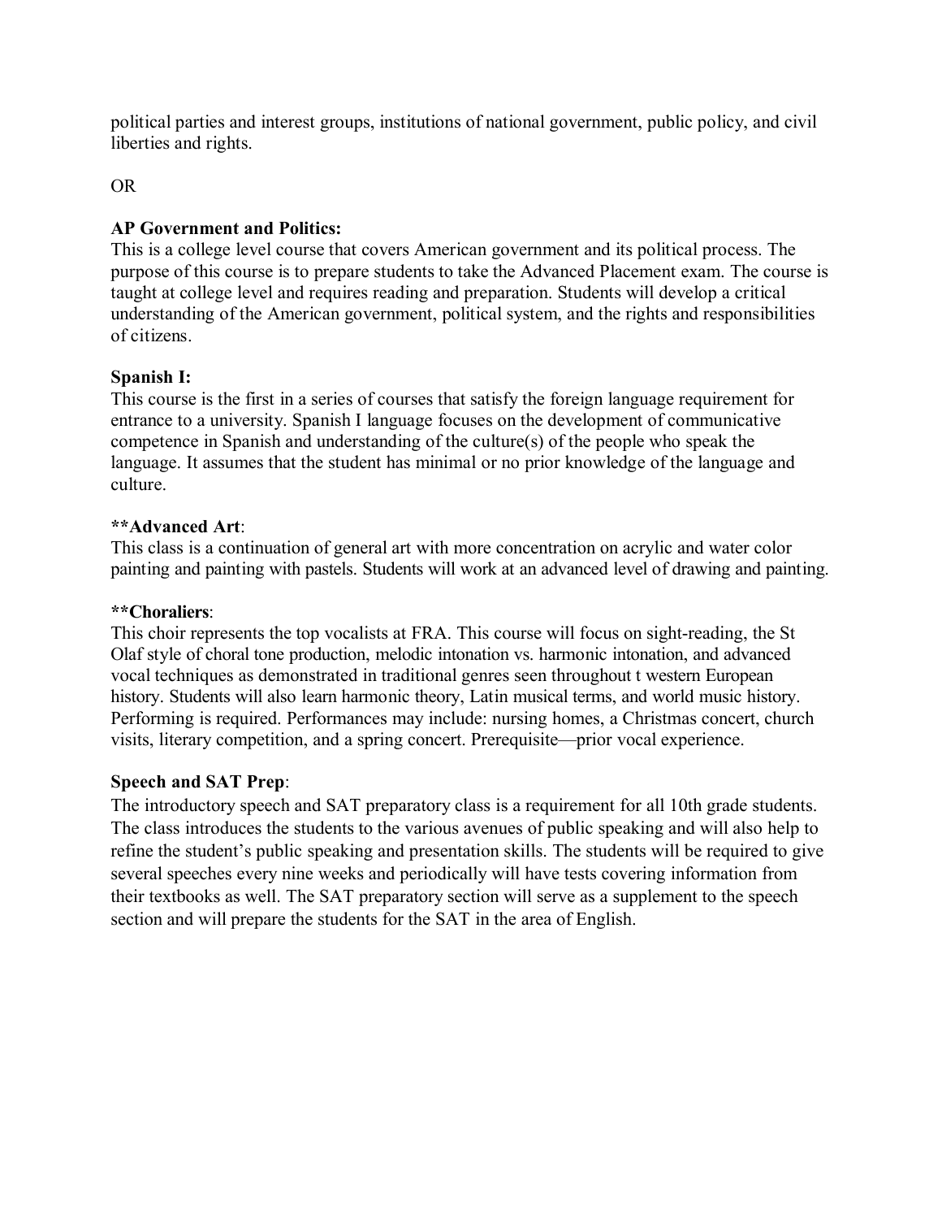political parties and interest groups, institutions of national government, public policy, and civil liberties and rights.

OR

**AP Government and Politics:**
This is a college level course that covers American government and its political process. The purpose of this course is to prepare students to take the Advanced Placement exam. The course is taught at college level and requires reading and preparation. Students will develop a critical understanding of the American government, political system, and the rights and responsibilities of citizens.

**Spanish I:**
This course is the first in a series of courses that satisfy the foreign language requirement for entrance to a university. Spanish I language focuses on the development of communicative competence in Spanish and understanding of the culture(s) of the people who speak the language. It assumes that the student has minimal or no prior knowledge of the language and culture.

****Advanced Art**:
This class is a continuation of general art with more concentration on acrylic and water color painting and painting with pastels. Students will work at an advanced level of drawing and painting.

****Choraliers**:
This choir represents the top vocalists at FRA. This course will focus on sight-reading, the St Olaf style of choral tone production, melodic intonation vs. harmonic intonation, and advanced vocal techniques as demonstrated in traditional genres seen throughout t western European history. Students will also learn harmonic theory, Latin musical terms, and world music history. Performing is required. Performances may include: nursing homes, a Christmas concert, church visits, literary competition, and a spring concert. Prerequisite—prior vocal experience.

**Speech and SAT Prep**:
The introductory speech and SAT preparatory class is a requirement for all 10th grade students. The class introduces the students to the various avenues of public speaking and will also help to refine the student's public speaking and presentation skills. The students will be required to give several speeches every nine weeks and periodically will have tests covering information from their textbooks as well. The SAT preparatory section will serve as a supplement to the speech section and will prepare the students for the SAT in the area of English.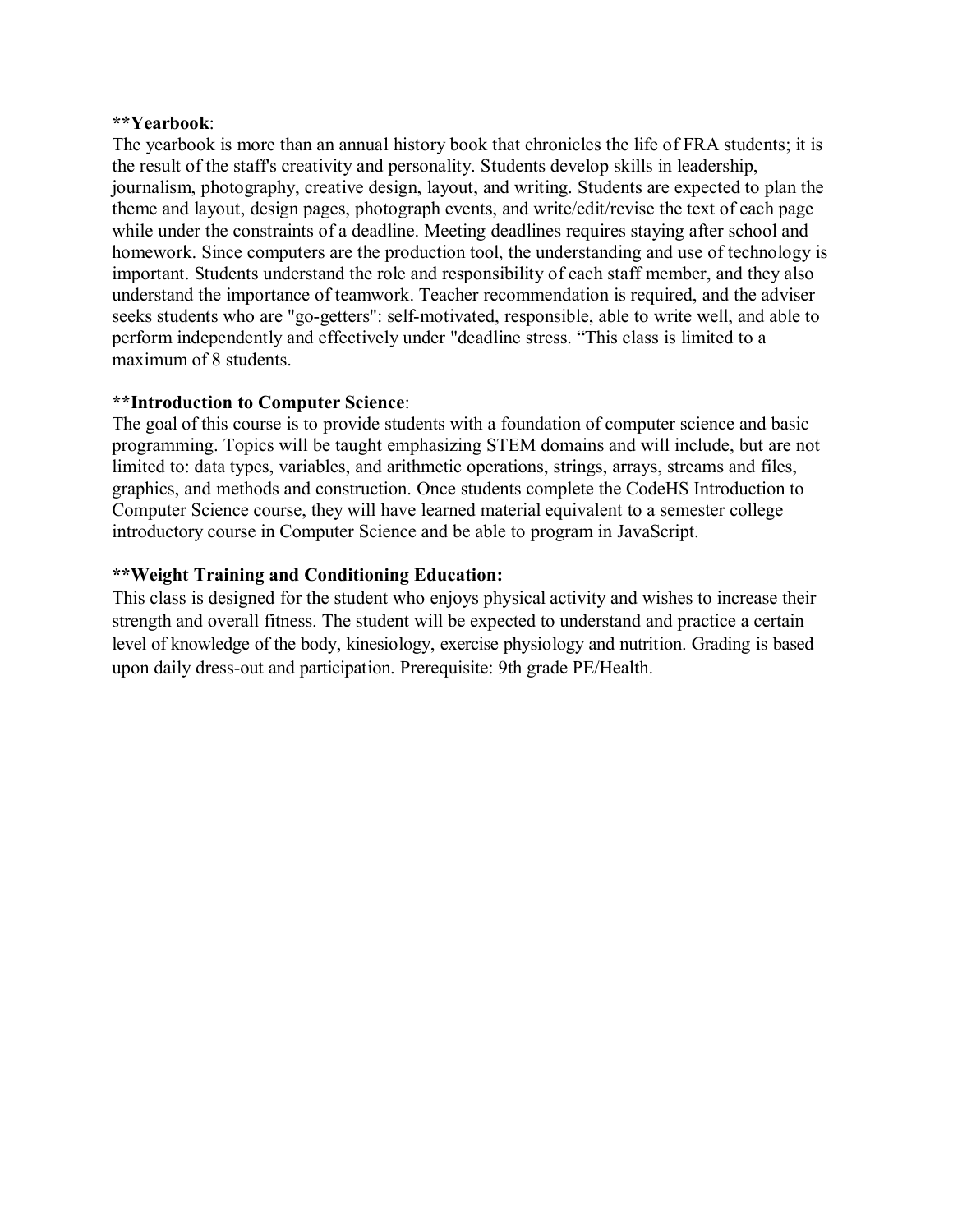**Yearbook:

The yearbook is more than an annual history book that chronicles the life of FRA students; it is the result of the staff's creativity and personality. Students develop skills in leadership, journalism, photography, creative design, layout, and writing. Students are expected to plan the theme and layout, design pages, photograph events, and write/edit/revise the text of each page while under the constraints of a deadline. Meeting deadlines requires staying after school and homework. Since computers are the production tool, the understanding and use of technology is important. Students understand the role and responsibility of each staff member, and they also understand the importance of teamwork. Teacher recommendation is required, and the adviser seeks students who are "go-getters": self-motivated, responsible, able to write well, and able to perform independently and effectively under "deadline stress. "This class is limited to a maximum of 8 students.

**Introduction to Computer Science:

The goal of this course is to provide students with a foundation of computer science and basic programming. Topics will be taught emphasizing STEM domains and will include, but are not limited to: data types, variables, and arithmetic operations, strings, arrays, streams and files, graphics, and methods and construction. Once students complete the CodeHS Introduction to Computer Science course, they will have learned material equivalent to a semester college introductory course in Computer Science and be able to program in JavaScript.

**Weight Training and Conditioning Education:

This class is designed for the student who enjoys physical activity and wishes to increase their strength and overall fitness. The student will be expected to understand and practice a certain level of knowledge of the body, kinesiology, exercise physiology and nutrition. Grading is based upon daily dress-out and participation. Prerequisite: 9th grade PE/Health.